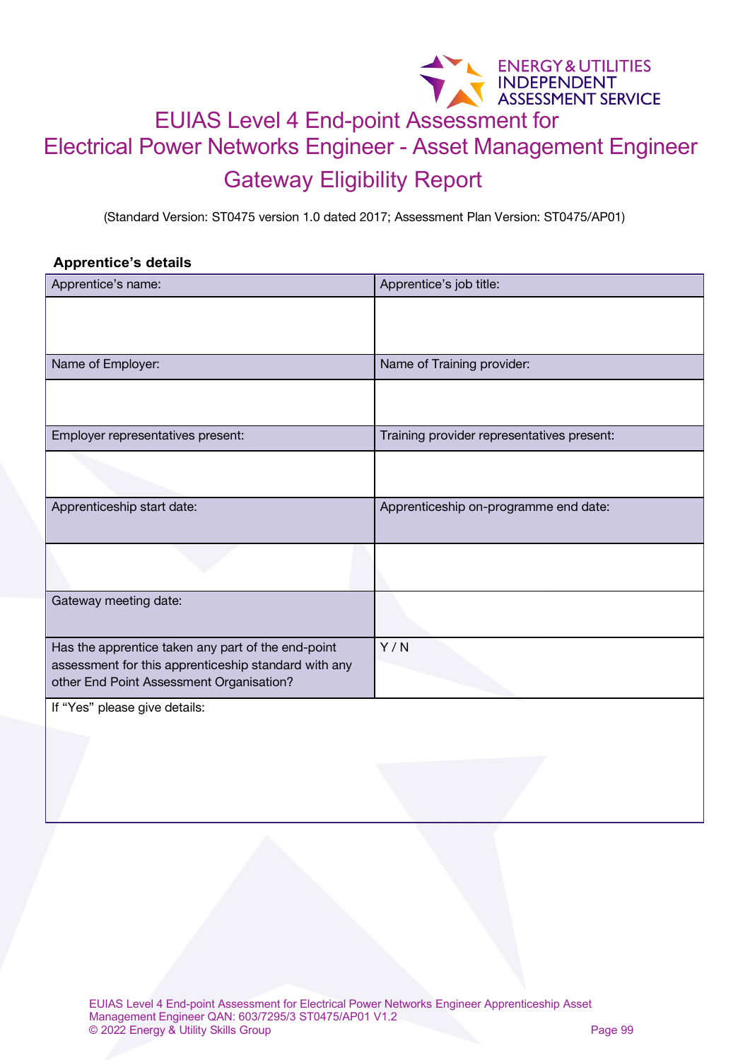# EUIAS Level 4 End-point Assessment for Electrical Power Networks Engineer - Asset Management Engineer

## Gateway Eligibility Report

(Standard Version: ST0475 version 1.0 dated 2017; Assessment Plan Version: ST0475/AP01)

**Apprentice's details**

| Apprentice's name: | Apprentice's job title: |
|---|---|
| | |
| Name of Employer: | Name of Training provider: |
| | |
| Employer representatives present: | Training provider representatives present: |
| | |
| Apprenticeship start date: | Apprenticeship on-programme end date: |
| | |
| Gateway meeting date: | |
| Has the apprentice taken any part of the end-point assessment for this apprenticeship standard with any other End Point Assessment Organisation? | Y / N |
| If "Yes" please give details: | |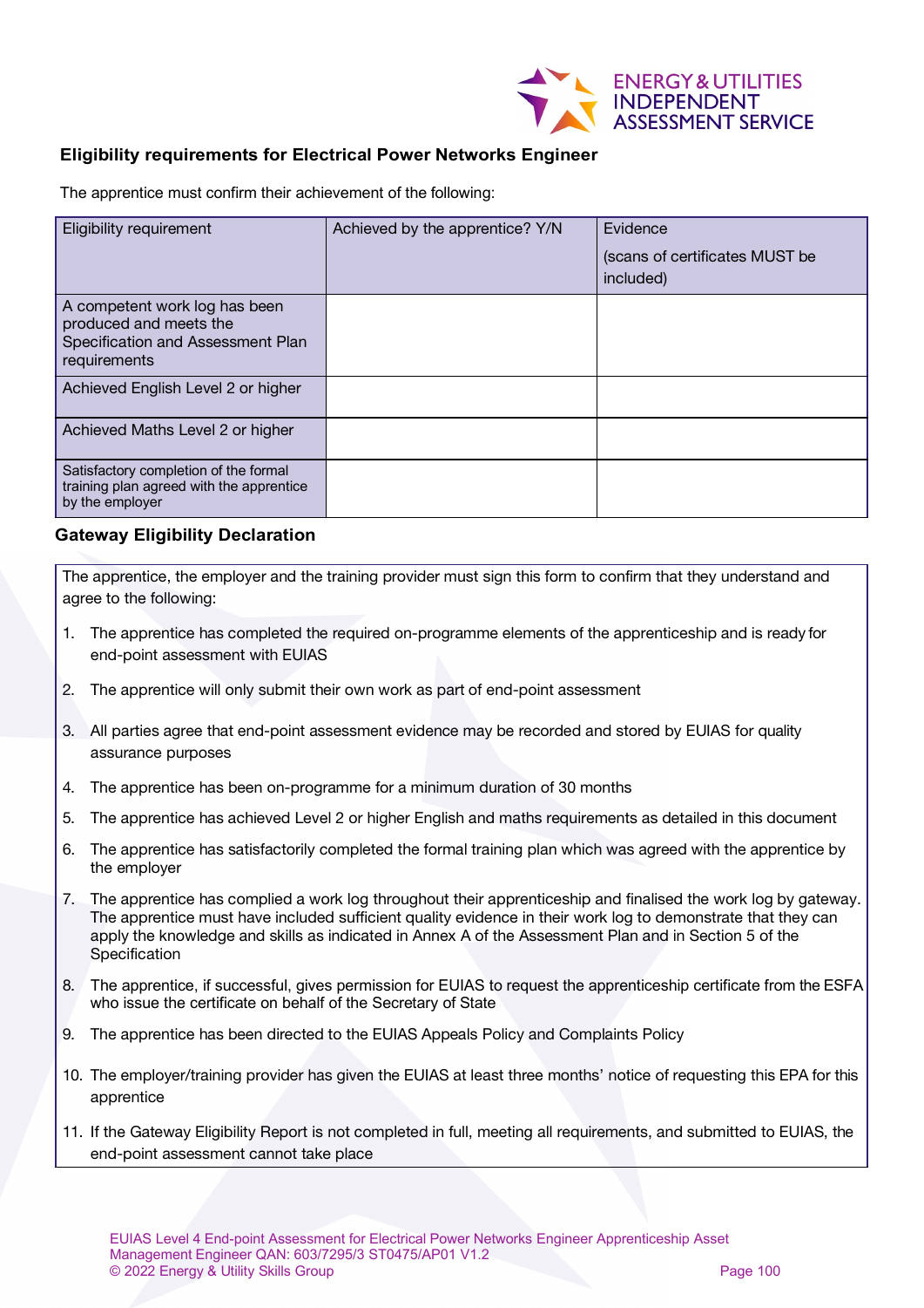## Eligibility requirements for Electrical Power Networks Engineer

The apprentice must confirm their achievement of the following:

| Eligibility requirement | Achieved by the apprentice? Y/N | Evidence<br><br>(scans of certificates MUST be included) |
|---|---|---|
| A competent work log has been produced and meets the Specification and Assessment Plan requirements | | |
| Achieved English Level 2 or higher | | |
| Achieved Maths Level 2 or higher | | |
| Satisfactory completion of the formal training plan agreed with the apprentice by the employer | | |

## Gateway Eligibility Declaration

The apprentice, the employer and the training provider must sign this form to confirm that they understand and agree to the following:

1. The apprentice has completed the required on-programme elements of the apprenticeship and is ready for end-point assessment with EUIAS
2. The apprentice will only submit their own work as part of end-point assessment
3. All parties agree that end-point assessment evidence may be recorded and stored by EUIAS for quality assurance purposes
4. The apprentice has been on-programme for a minimum duration of 30 months
5. The apprentice has achieved Level 2 or higher English and maths requirements as detailed in this document
6. The apprentice has satisfactorily completed the formal training plan which was agreed with the apprentice by the employer
7. The apprentice has complied a work log throughout their apprenticeship and finalised the work log by gateway. The apprentice must have included sufficient quality evidence in their work log to demonstrate that they can apply the knowledge and skills as indicated in Annex A of the Assessment Plan and in Section 5 of the Specification
8. The apprentice, if successful, gives permission for EUIAS to request the apprenticeship certificate from the ESFA who issue the certificate on behalf of the Secretary of State
9. The apprentice has been directed to the EUIAS Appeals Policy and Complaints Policy
10. The employer/training provider has given the EUIAS at least three months' notice of requesting this EPA for this apprentice
11. If the Gateway Eligibility Report is not completed in full, meeting all requirements, and submitted to EUIAS, the end-point assessment cannot take place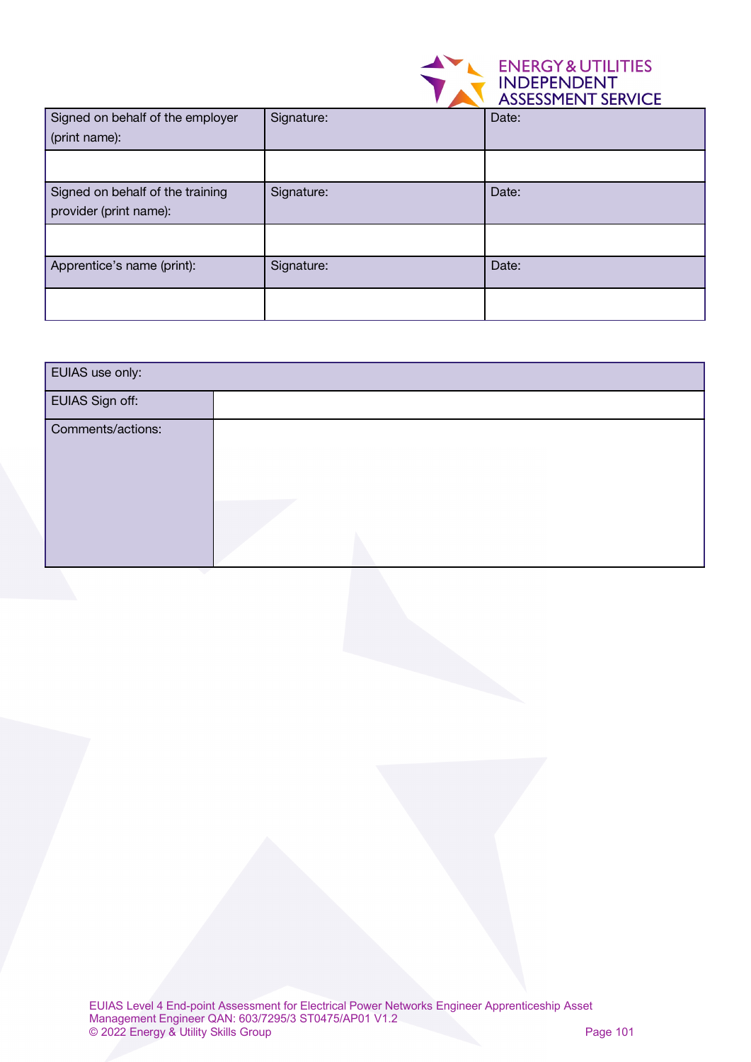| Signed on behalf of the employer (print name): | Signature: | Date: |
| --- | --- | --- |
| | | |
| Signed on behalf of the training provider (print name): | Signature: | Date: |
| | | |
| Apprentice's name (print): | Signature: | Date: |
| | | |

| EUIAS use only: | |
| --- | --- |
| EUIAS Sign off: | |
| Comments/actions: | |